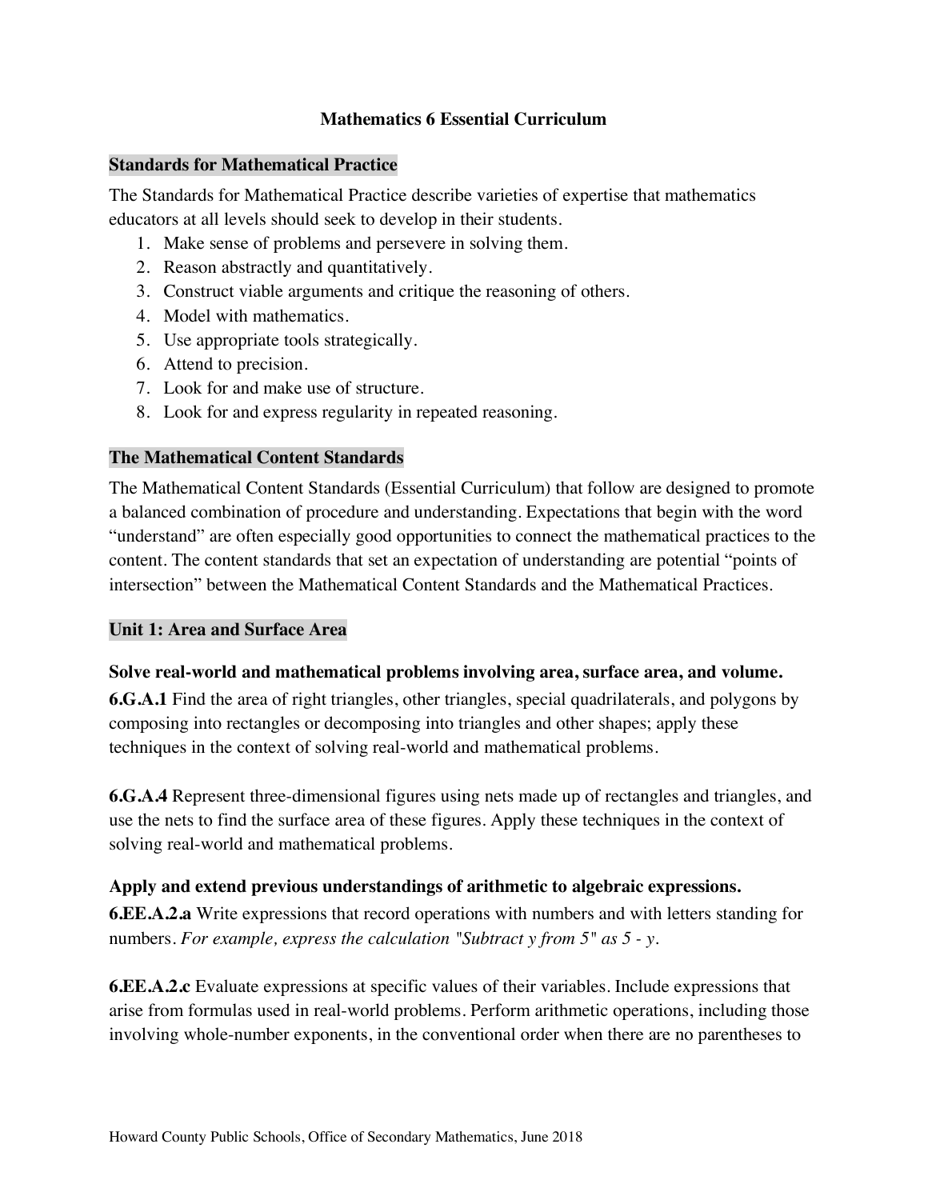# Mathematics 6 Essential Curriculum

## Standards for Mathematical Practice

The Standards for Mathematical Practice describe varieties of expertise that mathematics educators at all levels should seek to develop in their students.

1. Make sense of problems and persevere in solving them.
2. Reason abstractly and quantitatively.
3. Construct viable arguments and critique the reasoning of others.
4. Model with mathematics.
5. Use appropriate tools strategically.
6. Attend to precision.
7. Look for and make use of structure.
8. Look for and express regularity in repeated reasoning.

## The Mathematical Content Standards

The Mathematical Content Standards (Essential Curriculum) that follow are designed to promote a balanced combination of procedure and understanding. Expectations that begin with the word "understand" are often especially good opportunities to connect the mathematical practices to the content. The content standards that set an expectation of understanding are potential "points of intersection" between the Mathematical Content Standards and the Mathematical Practices.

## Unit 1: Area and Surface Area

### Solve real-world and mathematical problems involving area, surface area, and volume.

**6.G.A.1** Find the area of right triangles, other triangles, special quadrilaterals, and polygons by composing into rectangles or decomposing into triangles and other shapes; apply these techniques in the context of solving real-world and mathematical problems.

**6.G.A.4** Represent three-dimensional figures using nets made up of rectangles and triangles, and use the nets to find the surface area of these figures. Apply these techniques in the context of solving real-world and mathematical problems.

### Apply and extend previous understandings of arithmetic to algebraic expressions.

**6.EE.A.2.a** Write expressions that record operations with numbers and with letters standing for numbers. *For example, express the calculation "Subtract y from 5" as 5 - y.*

**6.EE.A.2.c** Evaluate expressions at specific values of their variables. Include expressions that arise from formulas used in real-world problems. Perform arithmetic operations, including those involving whole-number exponents, in the conventional order when there are no parentheses to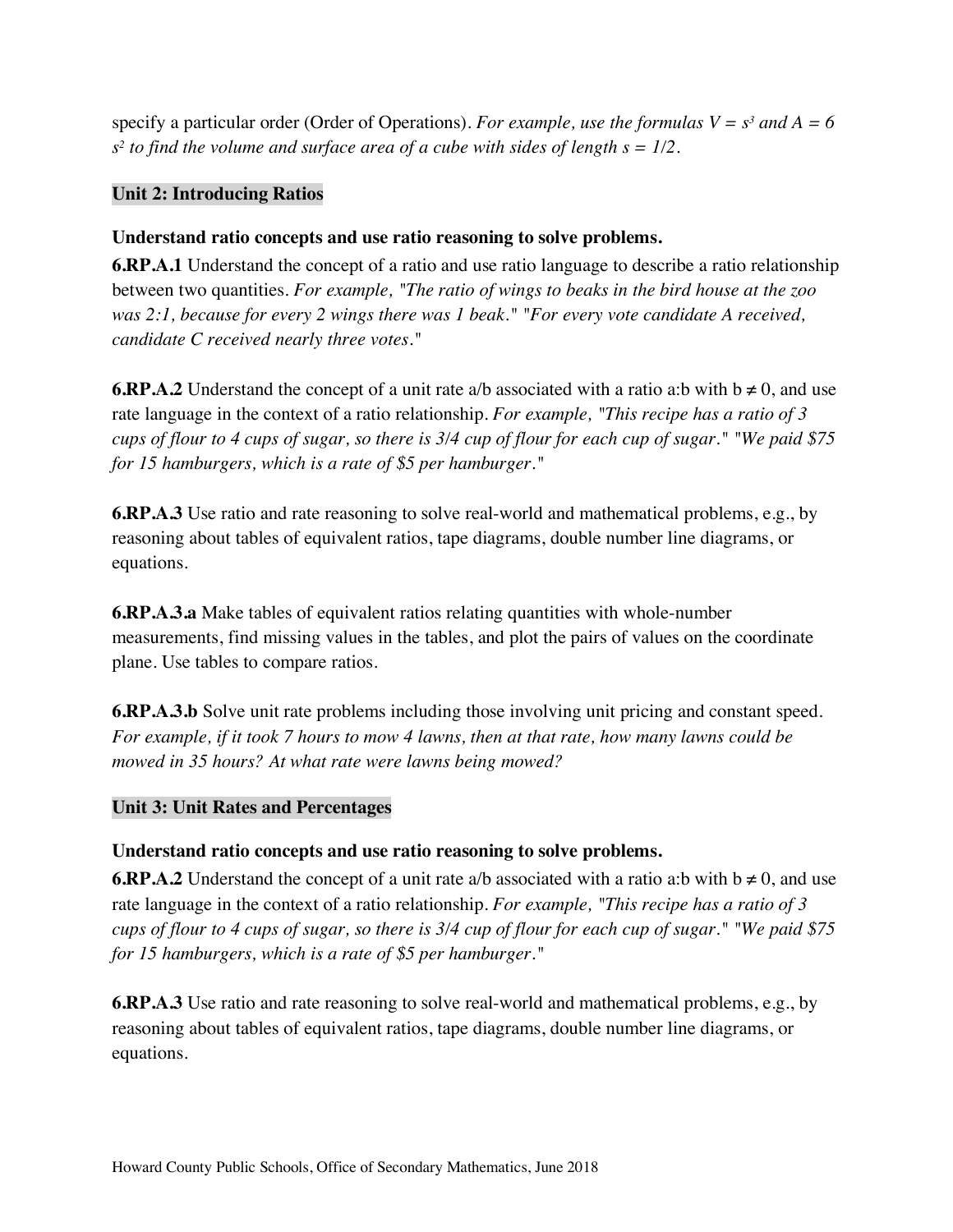specify a particular order (Order of Operations). *For example, use the formulas $V = s^3$ and $A = 6 s^2$ to find the volume and surface area of a cube with sides of length $s = 1/2$.*

## Unit 2: Introducing Ratios

**Understand ratio concepts and use ratio reasoning to solve problems.**

**6.RP.A.1** Understand the concept of a ratio and use ratio language to describe a ratio relationship between two quantities. *For example, "The ratio of wings to beaks in the bird house at the zoo was 2:1, because for every 2 wings there was 1 beak." "For every vote candidate A received, candidate C received nearly three votes."*

**6.RP.A.2** Understand the concept of a unit rate a/b associated with a ratio a:b with $b \neq 0$, and use rate language in the context of a ratio relationship. *For example, "This recipe has a ratio of 3 cups of flour to 4 cups of sugar, so there is 3/4 cup of flour for each cup of sugar." "We paid $75 for 15 hamburgers, which is a rate of $5 per hamburger."*

**6.RP.A.3** Use ratio and rate reasoning to solve real-world and mathematical problems, e.g., by reasoning about tables of equivalent ratios, tape diagrams, double number line diagrams, or equations.

**6.RP.A.3.a** Make tables of equivalent ratios relating quantities with whole-number measurements, find missing values in the tables, and plot the pairs of values on the coordinate plane. Use tables to compare ratios.

**6.RP.A.3.b** Solve unit rate problems including those involving unit pricing and constant speed. *For example, if it took 7 hours to mow 4 lawns, then at that rate, how many lawns could be mowed in 35 hours? At what rate were lawns being mowed?*

## Unit 3: Unit Rates and Percentages

**Understand ratio concepts and use ratio reasoning to solve problems.**

**6.RP.A.2** Understand the concept of a unit rate a/b associated with a ratio a:b with $b \neq 0$, and use rate language in the context of a ratio relationship. *For example, "This recipe has a ratio of 3 cups of flour to 4 cups of sugar, so there is 3/4 cup of flour for each cup of sugar." "We paid $75 for 15 hamburgers, which is a rate of $5 per hamburger."*

**6.RP.A.3** Use ratio and rate reasoning to solve real-world and mathematical problems, e.g., by reasoning about tables of equivalent ratios, tape diagrams, double number line diagrams, or equations.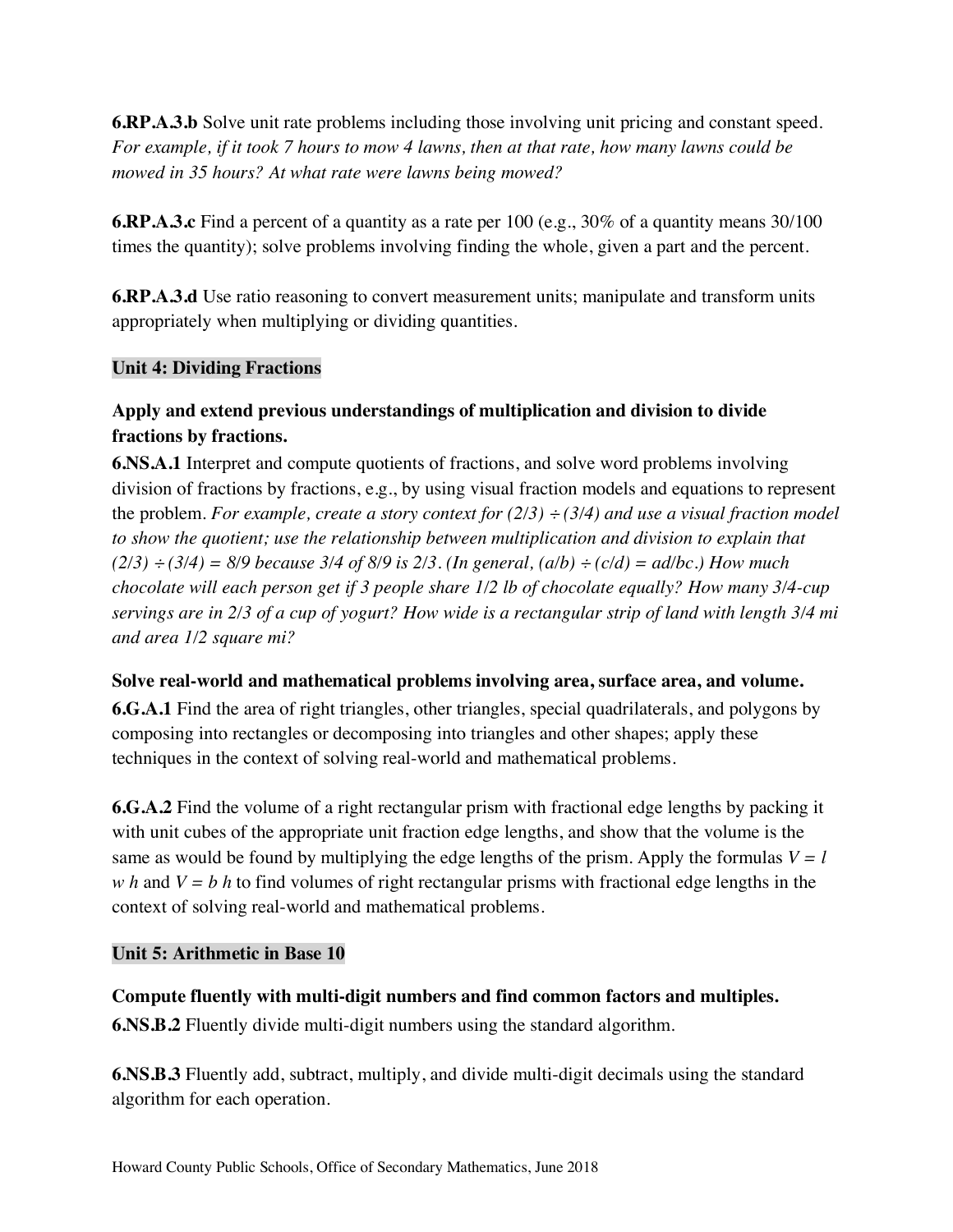**6.RP.A.3.b** Solve unit rate problems including those involving unit pricing and constant speed. *For example, if it took 7 hours to mow 4 lawns, then at that rate, how many lawns could be mowed in 35 hours? At what rate were lawns being mowed?*

**6.RP.A.3.c** Find a percent of a quantity as a rate per 100 (e.g., 30% of a quantity means 30/100 times the quantity); solve problems involving finding the whole, given a part and the percent.

**6.RP.A.3.d** Use ratio reasoning to convert measurement units; manipulate and transform units appropriately when multiplying or dividing quantities.

## Unit 4: Dividing Fractions

**Apply and extend previous understandings of multiplication and division to divide fractions by fractions.**

**6.NS.A.1** Interpret and compute quotients of fractions, and solve word problems involving division of fractions by fractions, e.g., by using visual fraction models and equations to represent the problem. *For example, create a story context for $(2/3) \div (3/4)$ and use a visual fraction model to show the quotient; use the relationship between multiplication and division to explain that $(2/3) \div (3/4) = 8/9$ because 3/4 of 8/9 is 2/3. (In general, $(a/b) \div (c/d) = ad/bc$.) How much chocolate will each person get if 3 people share 1/2 lb of chocolate equally? How many 3/4-cup servings are in 2/3 of a cup of yogurt? How wide is a rectangular strip of land with length 3/4 mi and area 1/2 square mi?*

**Solve real-world and mathematical problems involving area, surface area, and volume.**

**6.G.A.1** Find the area of right triangles, other triangles, special quadrilaterals, and polygons by composing into rectangles or decomposing into triangles and other shapes; apply these techniques in the context of solving real-world and mathematical problems.

**6.G.A.2** Find the volume of a right rectangular prism with fractional edge lengths by packing it with unit cubes of the appropriate unit fraction edge lengths, and show that the volume is the same as would be found by multiplying the edge lengths of the prism. Apply the formulas $V = l\,w\,h$ and $V = b\,h$ to find volumes of right rectangular prisms with fractional edge lengths in the context of solving real-world and mathematical problems.

## Unit 5: Arithmetic in Base 10

**Compute fluently with multi-digit numbers and find common factors and multiples.**

**6.NS.B.2** Fluently divide multi-digit numbers using the standard algorithm.

**6.NS.B.3** Fluently add, subtract, multiply, and divide multi-digit decimals using the standard algorithm for each operation.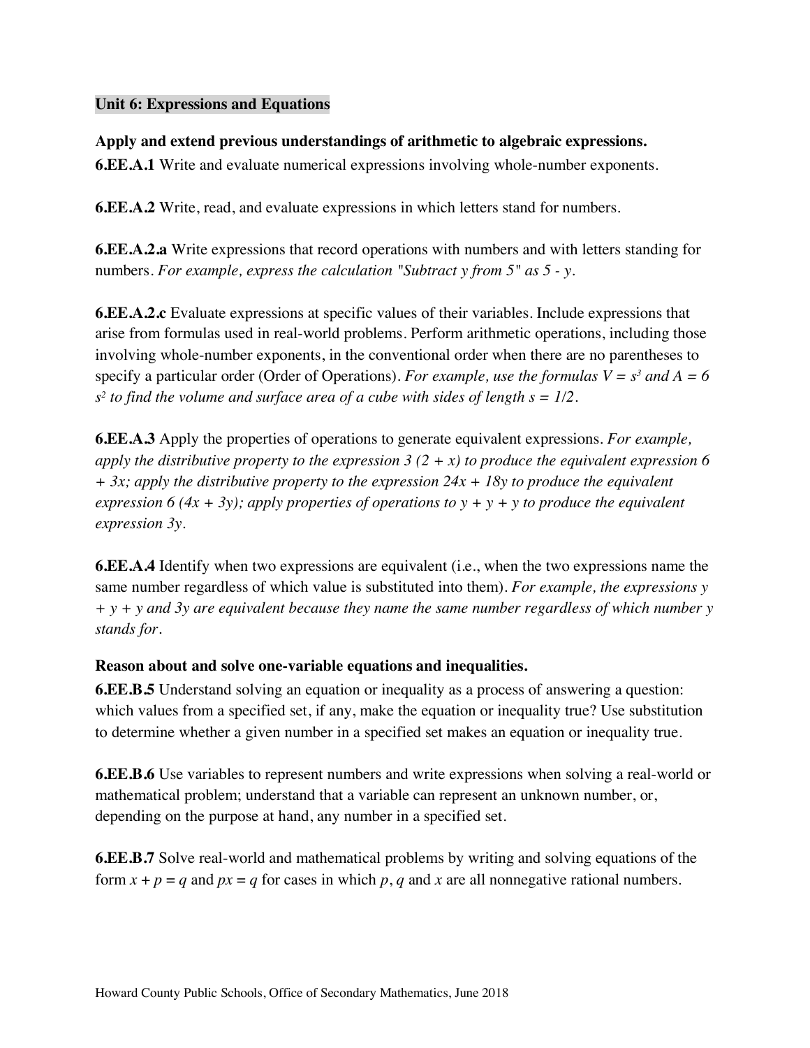## Unit 6: Expressions and Equations

**Apply and extend previous understandings of arithmetic to algebraic expressions.**

**6.EE.A.1** Write and evaluate numerical expressions involving whole-number exponents.

**6.EE.A.2** Write, read, and evaluate expressions in which letters stand for numbers.

**6.EE.A.2.a** Write expressions that record operations with numbers and with letters standing for numbers. *For example, express the calculation "Subtract y from 5" as* $5 - y$.

**6.EE.A.2.c** Evaluate expressions at specific values of their variables. Include expressions that arise from formulas used in real-world problems. Perform arithmetic operations, including those involving whole-number exponents, in the conventional order when there are no parentheses to specify a particular order (Order of Operations). *For example, use the formulas* $V = s^3$ *and* $A = 6s^2$ *to find the volume and surface area of a cube with sides of length* $s = 1/2$.

**6.EE.A.3** Apply the properties of operations to generate equivalent expressions. *For example, apply the distributive property to the expression* $3(2 + x)$ *to produce the equivalent expression* $6 + 3x$*; apply the distributive property to the expression* $24x + 18y$ *to produce the equivalent expression* $6(4x + 3y)$*; apply properties of operations to* $y + y + y$ *to produce the equivalent expression* $3y$.

**6.EE.A.4** Identify when two expressions are equivalent (i.e., when the two expressions name the same number regardless of which value is substituted into them). *For example, the expressions* $y + y + y$ *and* $3y$ *are equivalent because they name the same number regardless of which number y stands for.*

**Reason about and solve one-variable equations and inequalities.**

**6.EE.B.5** Understand solving an equation or inequality as a process of answering a question: which values from a specified set, if any, make the equation or inequality true? Use substitution to determine whether a given number in a specified set makes an equation or inequality true.

**6.EE.B.6** Use variables to represent numbers and write expressions when solving a real-world or mathematical problem; understand that a variable can represent an unknown number, or, depending on the purpose at hand, any number in a specified set.

**6.EE.B.7** Solve real-world and mathematical problems by writing and solving equations of the form $x + p = q$ and $px = q$ for cases in which $p$, $q$ and $x$ are all nonnegative rational numbers.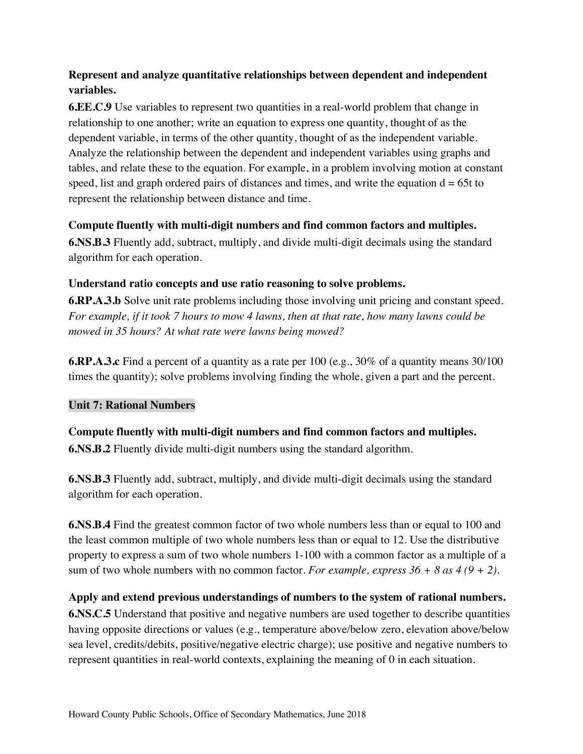**Represent and analyze quantitative relationships between dependent and independent variables.**

**6.EE.C.9** Use variables to represent two quantities in a real-world problem that change in relationship to one another; write an equation to express one quantity, thought of as the dependent variable, in terms of the other quantity, thought of as the independent variable. Analyze the relationship between the dependent and independent variables using graphs and tables, and relate these to the equation. For example, in a problem involving motion at constant speed, list and graph ordered pairs of distances and times, and write the equation $d = 65t$ to represent the relationship between distance and time.

**Compute fluently with multi-digit numbers and find common factors and multiples.**

**6.NS.B.3** Fluently add, subtract, multiply, and divide multi-digit decimals using the standard algorithm for each operation.

**Understand ratio concepts and use ratio reasoning to solve problems.**

**6.RP.A.3.b** Solve unit rate problems including those involving unit pricing and constant speed. *For example, if it took 7 hours to mow 4 lawns, then at that rate, how many lawns could be mowed in 35 hours? At what rate were lawns being mowed?*

**6.RP.A.3.c** Find a percent of a quantity as a rate per 100 (e.g., 30% of a quantity means 30/100 times the quantity); solve problems involving finding the whole, given a part and the percent.

**Unit 7: Rational Numbers**

**Compute fluently with multi-digit numbers and find common factors and multiples.**

**6.NS.B.2** Fluently divide multi-digit numbers using the standard algorithm.

**6.NS.B.3** Fluently add, subtract, multiply, and divide multi-digit decimals using the standard algorithm for each operation.

**6.NS.B.4** Find the greatest common factor of two whole numbers less than or equal to 100 and the least common multiple of two whole numbers less than or equal to 12. Use the distributive property to express a sum of two whole numbers 1-100 with a common factor as a multiple of a sum of two whole numbers with no common factor. *For example, express $36 + 8$ as $4 (9 + 2)$.*

**Apply and extend previous understandings of numbers to the system of rational numbers.**

**6.NS.C.5** Understand that positive and negative numbers are used together to describe quantities having opposite directions or values (e.g., temperature above/below zero, elevation above/below sea level, credits/debits, positive/negative electric charge); use positive and negative numbers to represent quantities in real-world contexts, explaining the meaning of 0 in each situation.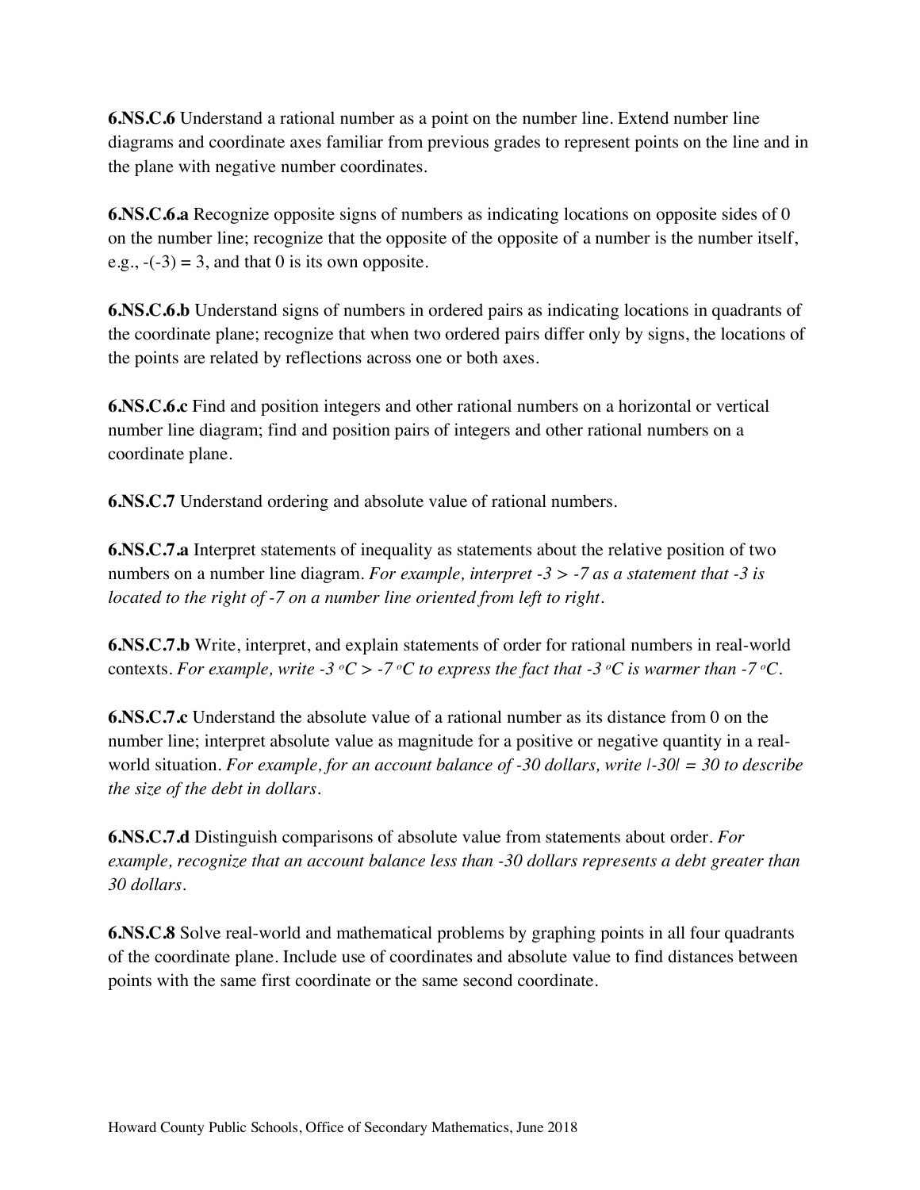**6.NS.C.6** Understand a rational number as a point on the number line. Extend number line diagrams and coordinate axes familiar from previous grades to represent points on the line and in the plane with negative number coordinates.

**6.NS.C.6.a** Recognize opposite signs of numbers as indicating locations on opposite sides of 0 on the number line; recognize that the opposite of the opposite of a number is the number itself, e.g., $-(-3) = 3$, and that 0 is its own opposite.

**6.NS.C.6.b** Understand signs of numbers in ordered pairs as indicating locations in quadrants of the coordinate plane; recognize that when two ordered pairs differ only by signs, the locations of the points are related by reflections across one or both axes.

**6.NS.C.6.c** Find and position integers and other rational numbers on a horizontal or vertical number line diagram; find and position pairs of integers and other rational numbers on a coordinate plane.

**6.NS.C.7** Understand ordering and absolute value of rational numbers.

**6.NS.C.7.a** Interpret statements of inequality as statements about the relative position of two numbers on a number line diagram. *For example, interpret $-3 > -7$ as a statement that -3 is located to the right of -7 on a number line oriented from left to right.*

**6.NS.C.7.b** Write, interpret, and explain statements of order for rational numbers in real-world contexts. *For example, write $-3\,^{o}C > -7\,^{o}C$ to express the fact that $-3\,^{o}C$ is warmer than $-7\,^{o}C$.*

**6.NS.C.7.c** Understand the absolute value of a rational number as its distance from 0 on the number line; interpret absolute value as magnitude for a positive or negative quantity in a real-world situation. *For example, for an account balance of -30 dollars, write $|-30| = 30$ to describe the size of the debt in dollars.*

**6.NS.C.7.d** Distinguish comparisons of absolute value from statements about order. *For example, recognize that an account balance less than -30 dollars represents a debt greater than 30 dollars.*

**6.NS.C.8** Solve real-world and mathematical problems by graphing points in all four quadrants of the coordinate plane. Include use of coordinates and absolute value to find distances between points with the same first coordinate or the same second coordinate.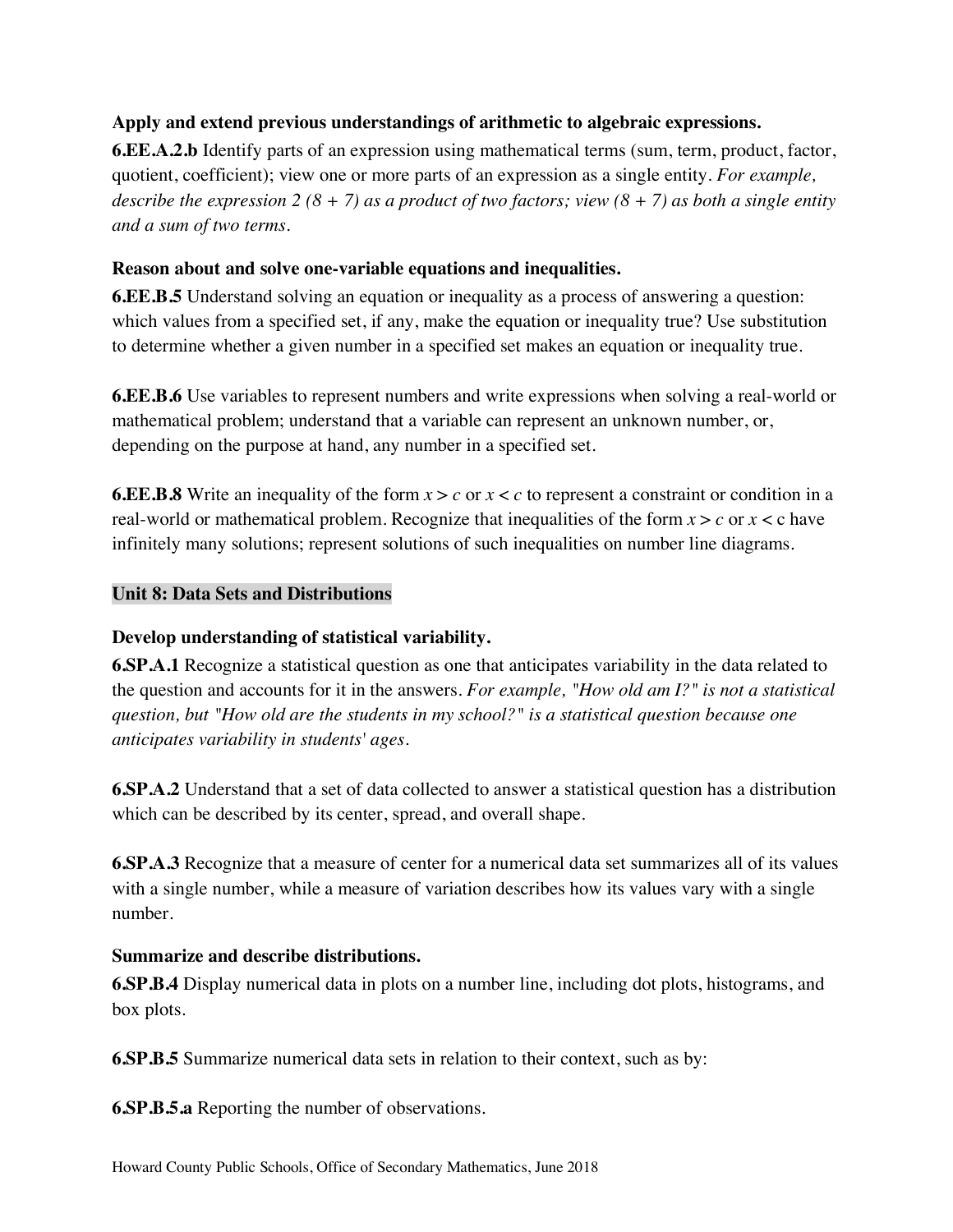**Apply and extend previous understandings of arithmetic to algebraic expressions.**

**6.EE.A.2.b** Identify parts of an expression using mathematical terms (sum, term, product, factor, quotient, coefficient); view one or more parts of an expression as a single entity. *For example, describe the expression 2 (8 + 7) as a product of two factors; view (8 + 7) as both a single entity and a sum of two terms.*

**Reason about and solve one-variable equations and inequalities.**

**6.EE.B.5** Understand solving an equation or inequality as a process of answering a question: which values from a specified set, if any, make the equation or inequality true? Use substitution to determine whether a given number in a specified set makes an equation or inequality true.

**6.EE.B.6** Use variables to represent numbers and write expressions when solving a real-world or mathematical problem; understand that a variable can represent an unknown number, or, depending on the purpose at hand, any number in a specified set.

**6.EE.B.8** Write an inequality of the form $x > c$ or $x < c$ to represent a constraint or condition in a real-world or mathematical problem. Recognize that inequalities of the form $x > c$ or $x < c$ have infinitely many solutions; represent solutions of such inequalities on number line diagrams.

## Unit 8: Data Sets and Distributions

**Develop understanding of statistical variability.**

**6.SP.A.1** Recognize a statistical question as one that anticipates variability in the data related to the question and accounts for it in the answers. *For example, "How old am I?" is not a statistical question, but "How old are the students in my school?" is a statistical question because one anticipates variability in students' ages.*

**6.SP.A.2** Understand that a set of data collected to answer a statistical question has a distribution which can be described by its center, spread, and overall shape.

**6.SP.A.3** Recognize that a measure of center for a numerical data set summarizes all of its values with a single number, while a measure of variation describes how its values vary with a single number.

**Summarize and describe distributions.**

**6.SP.B.4** Display numerical data in plots on a number line, including dot plots, histograms, and box plots.

**6.SP.B.5** Summarize numerical data sets in relation to their context, such as by:

**6.SP.B.5.a** Reporting the number of observations.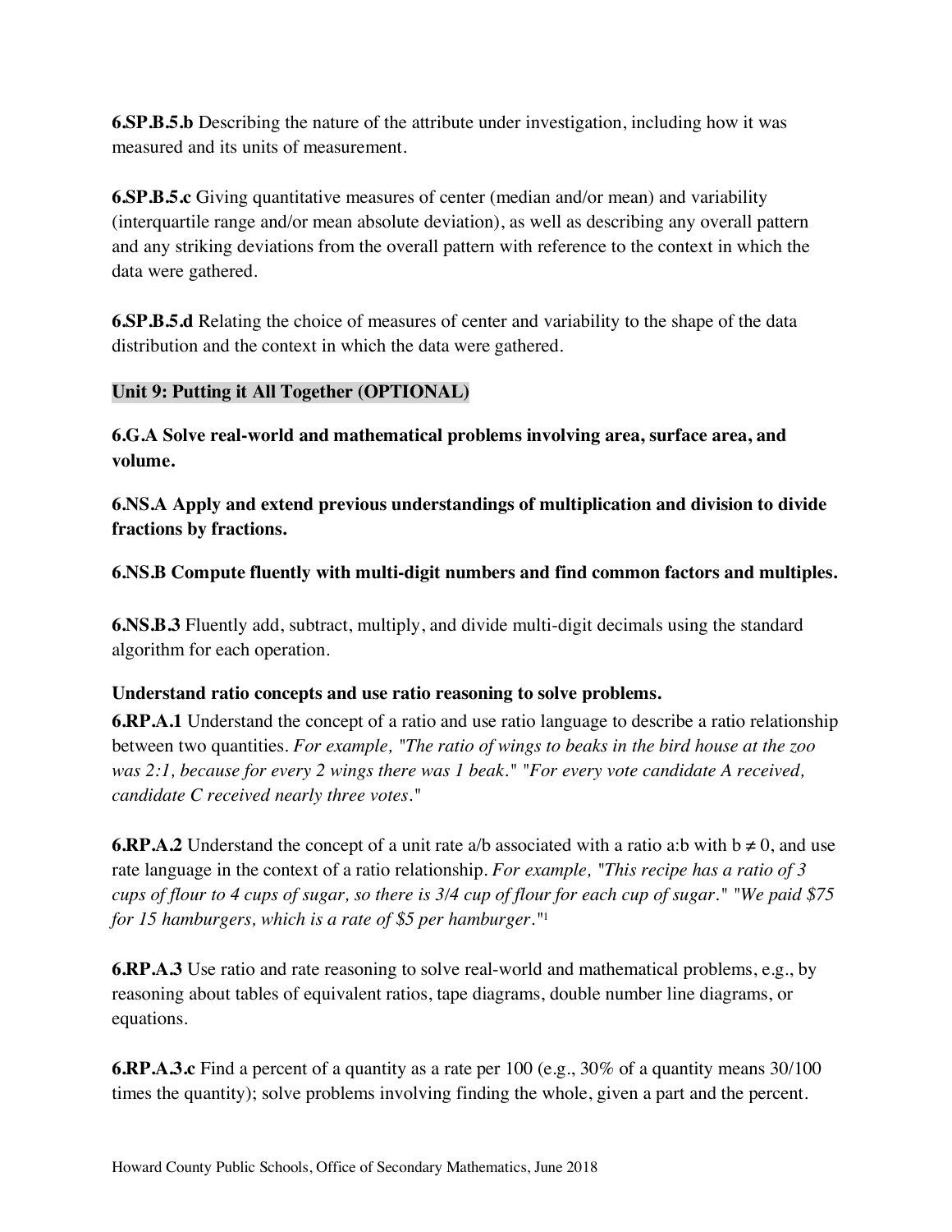**6.SP.B.5.b** Describing the nature of the attribute under investigation, including how it was measured and its units of measurement.

**6.SP.B.5.c** Giving quantitative measures of center (median and/or mean) and variability (interquartile range and/or mean absolute deviation), as well as describing any overall pattern and any striking deviations from the overall pattern with reference to the context in which the data were gathered.

**6.SP.B.5.d** Relating the choice of measures of center and variability to the shape of the data distribution and the context in which the data were gathered.

**Unit 9: Putting it All Together (OPTIONAL)**

**6.G.A Solve real-world and mathematical problems involving area, surface area, and volume.**

**6.NS.A Apply and extend previous understandings of multiplication and division to divide fractions by fractions.**

**6.NS.B Compute fluently with multi-digit numbers and find common factors and multiples.**

**6.NS.B.3** Fluently add, subtract, multiply, and divide multi-digit decimals using the standard algorithm for each operation.

**Understand ratio concepts and use ratio reasoning to solve problems.**

**6.RP.A.1** Understand the concept of a ratio and use ratio language to describe a ratio relationship between two quantities. *For example, "The ratio of wings to beaks in the bird house at the zoo was 2:1, because for every 2 wings there was 1 beak." "For every vote candidate A received, candidate C received nearly three votes."*

**6.RP.A.2** Understand the concept of a unit rate $a/b$ associated with a ratio $a:b$ with $b \neq 0$, and use rate language in the context of a ratio relationship. *For example, "This recipe has a ratio of 3 cups of flour to 4 cups of sugar, so there is 3/4 cup of flour for each cup of sugar." "We paid $75 for 15 hamburgers, which is a rate of $5 per hamburger."*[1]

**6.RP.A.3** Use ratio and rate reasoning to solve real-world and mathematical problems, e.g., by reasoning about tables of equivalent ratios, tape diagrams, double number line diagrams, or equations.

**6.RP.A.3.c** Find a percent of a quantity as a rate per 100 (e.g., 30% of a quantity means 30/100 times the quantity); solve problems involving finding the whole, given a part and the percent.

Howard County Public Schools, Office of Secondary Mathematics, June 2018